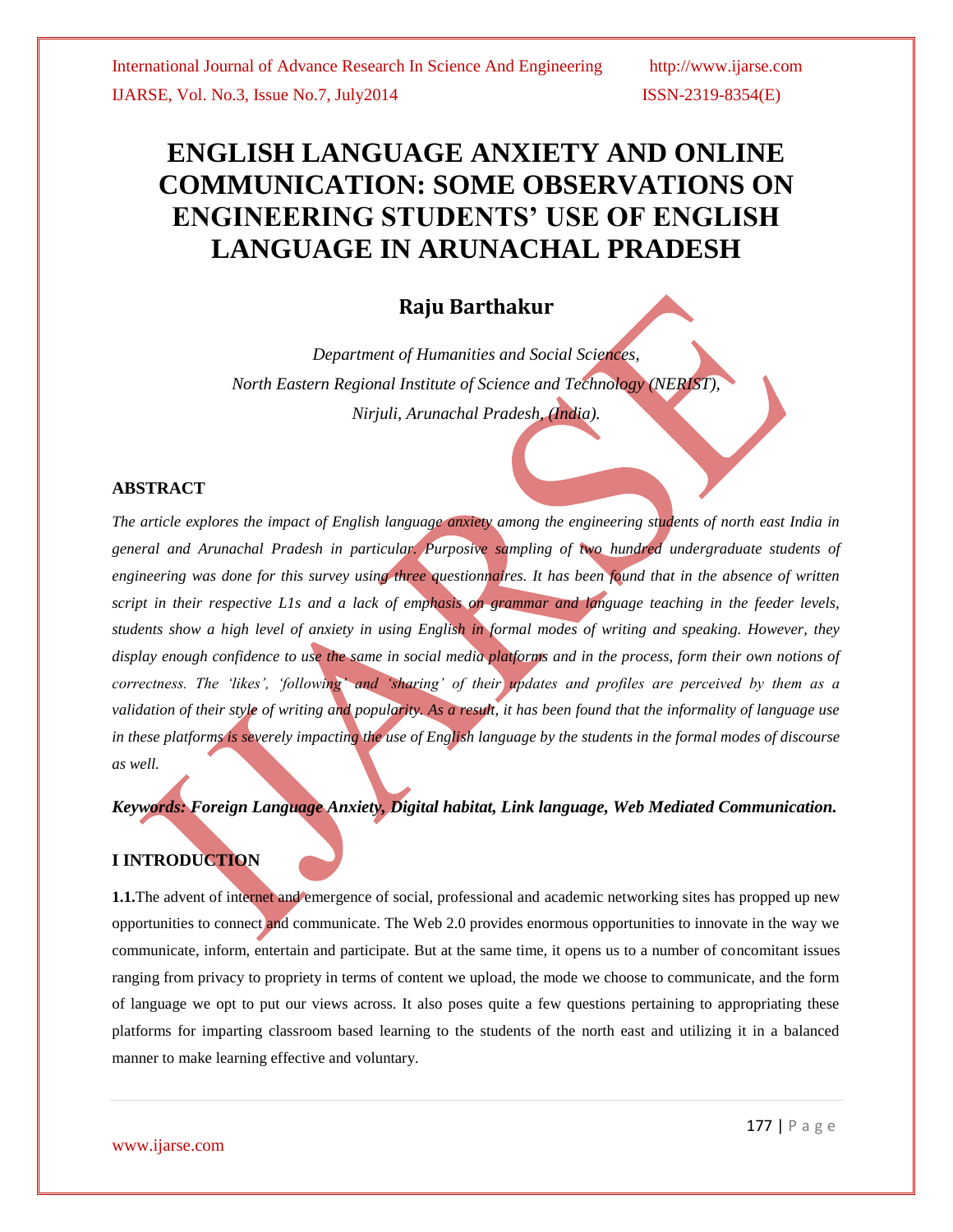# ENGLISH LANGUAGE ANXIETY AND ONLINE COMMUNICATION: SOME OBSERVATIONS ON ENGINEERING STUDENTS' USE OF ENGLISH LANGUAGE IN ARUNACHAL PRADESH

**Raju Barthakur**

*Department of Humanities and Social Sciences,*
*North Eastern Regional Institute of Science and Technology (NERIST),*
*Nirjuli, Arunachal Pradesh, (India).*

## ABSTRACT

*The article explores the impact of English language anxiety among the engineering students of north east India in general and Arunachal Pradesh in particular. Purposive sampling of two hundred undergraduate students of engineering was done for this survey using three questionnaires. It has been found that in the absence of written script in their respective L1s and a lack of emphasis on grammar and language teaching in the feeder levels, students show a high level of anxiety in using English in formal modes of writing and speaking. However, they display enough confidence to use the same in social media platforms and in the process, form their own notions of correctness. The 'likes', 'following' and 'sharing' of their updates and profiles are perceived by them as a validation of their style of writing and popularity. As a result, it has been found that the informality of language use in these platforms is severely impacting the use of English language by the students in the formal modes of discourse as well.*

***Keywords: Foreign Language Anxiety, Digital habitat, Link language, Web Mediated Communication.***

## I INTRODUCTION

**1.1.** The advent of internet and emergence of social, professional and academic networking sites has propped up new opportunities to connect and communicate. The Web 2.0 provides enormous opportunities to innovate in the way we communicate, inform, entertain and participate. But at the same time, it opens us to a number of concomitant issues ranging from privacy to propriety in terms of content we upload, the mode we choose to communicate, and the form of language we opt to put our views across. It also poses quite a few questions pertaining to appropriating these platforms for imparting classroom based learning to the students of the north east and utilizing it in a balanced manner to make learning effective and voluntary.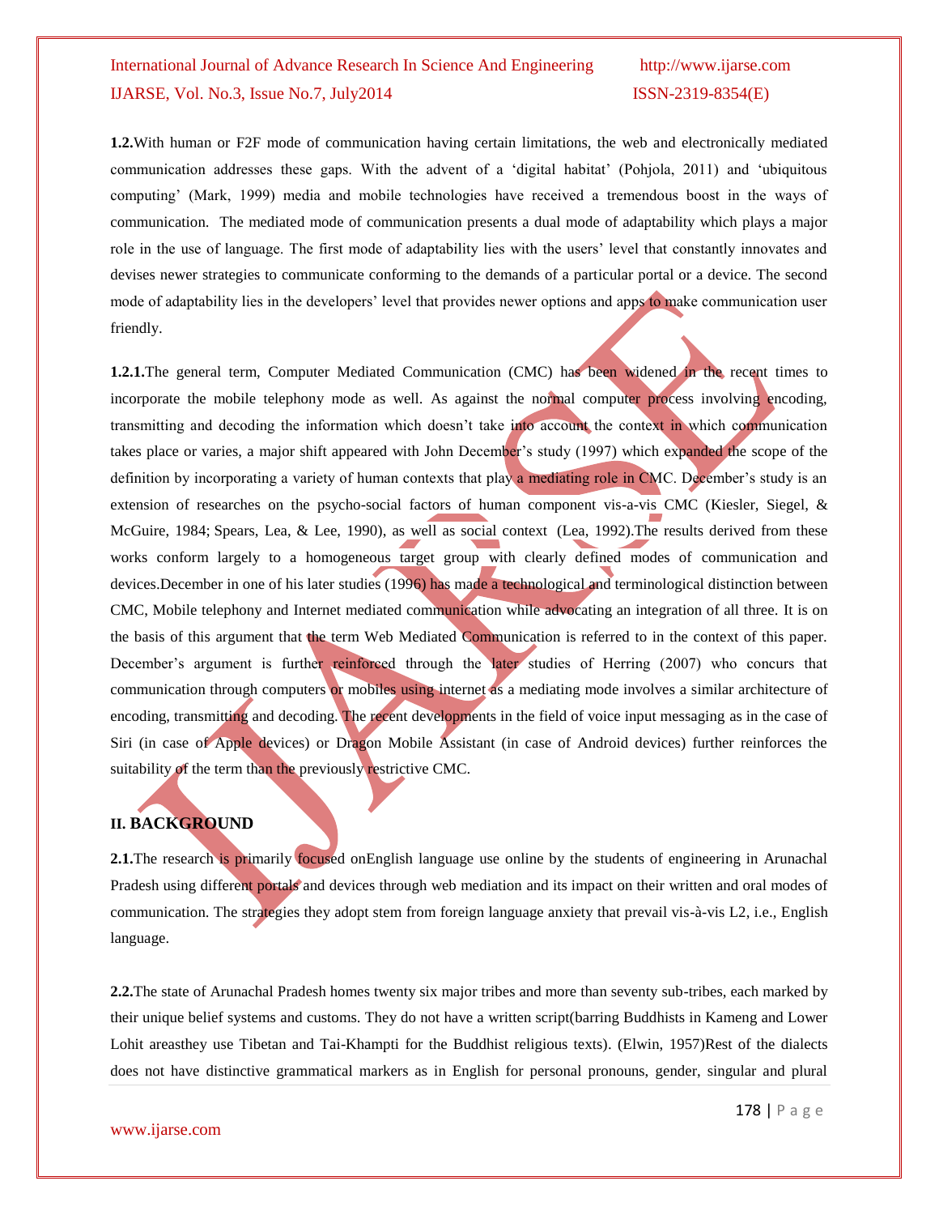**1.2.**With human or F2F mode of communication having certain limitations, the web and electronically mediated communication addresses these gaps. With the advent of a 'digital habitat' (Pohjola, 2011) and 'ubiquitous computing' (Mark, 1999) media and mobile technologies have received a tremendous boost in the ways of communication. The mediated mode of communication presents a dual mode of adaptability which plays a major role in the use of language. The first mode of adaptability lies with the users' level that constantly innovates and devises newer strategies to communicate conforming to the demands of a particular portal or a device. The second mode of adaptability lies in the developers' level that provides newer options and apps to make communication user friendly.

**1.2.1.**The general term, Computer Mediated Communication (CMC) has been widened in the recent times to incorporate the mobile telephony mode as well. As against the normal computer process involving encoding, transmitting and decoding the information which doesn't take into account the context in which communication takes place or varies, a major shift appeared with John December's study (1997) which expanded the scope of the definition by incorporating a variety of human contexts that play a mediating role in CMC. December's study is an extension of researches on the psycho-social factors of human component vis-a-vis CMC (Kiesler, Siegel, & McGuire, 1984; Spears, Lea, & Lee, 1990), as well as social context (Lea, 1992).The results derived from these works conform largely to a homogeneous target group with clearly defined modes of communication and devices.December in one of his later studies (1996) has made a technological and terminological distinction between CMC, Mobile telephony and Internet mediated communication while advocating an integration of all three. It is on the basis of this argument that the term Web Mediated Communication is referred to in the context of this paper. December's argument is further reinforced through the later studies of Herring (2007) who concurs that communication through computers or mobiles using internet as a mediating mode involves a similar architecture of encoding, transmitting and decoding. The recent developments in the field of voice input messaging as in the case of Siri (in case of Apple devices) or Dragon Mobile Assistant (in case of Android devices) further reinforces the suitability of the term than the previously restrictive CMC.

## II. BACKGROUND

**2.1.**The research is primarily focused onEnglish language use online by the students of engineering in Arunachal Pradesh using different portals and devices through web mediation and its impact on their written and oral modes of communication. The strategies they adopt stem from foreign language anxiety that prevail vis-à-vis L2, i.e., English language.

**2.2.**The state of Arunachal Pradesh homes twenty six major tribes and more than seventy sub-tribes, each marked by their unique belief systems and customs. They do not have a written script(barring Buddhists in Kameng and Lower Lohit areasthey use Tibetan and Tai-Khampti for the Buddhist religious texts). (Elwin, 1957)Rest of the dialects does not have distinctive grammatical markers as in English for personal pronouns, gender, singular and plural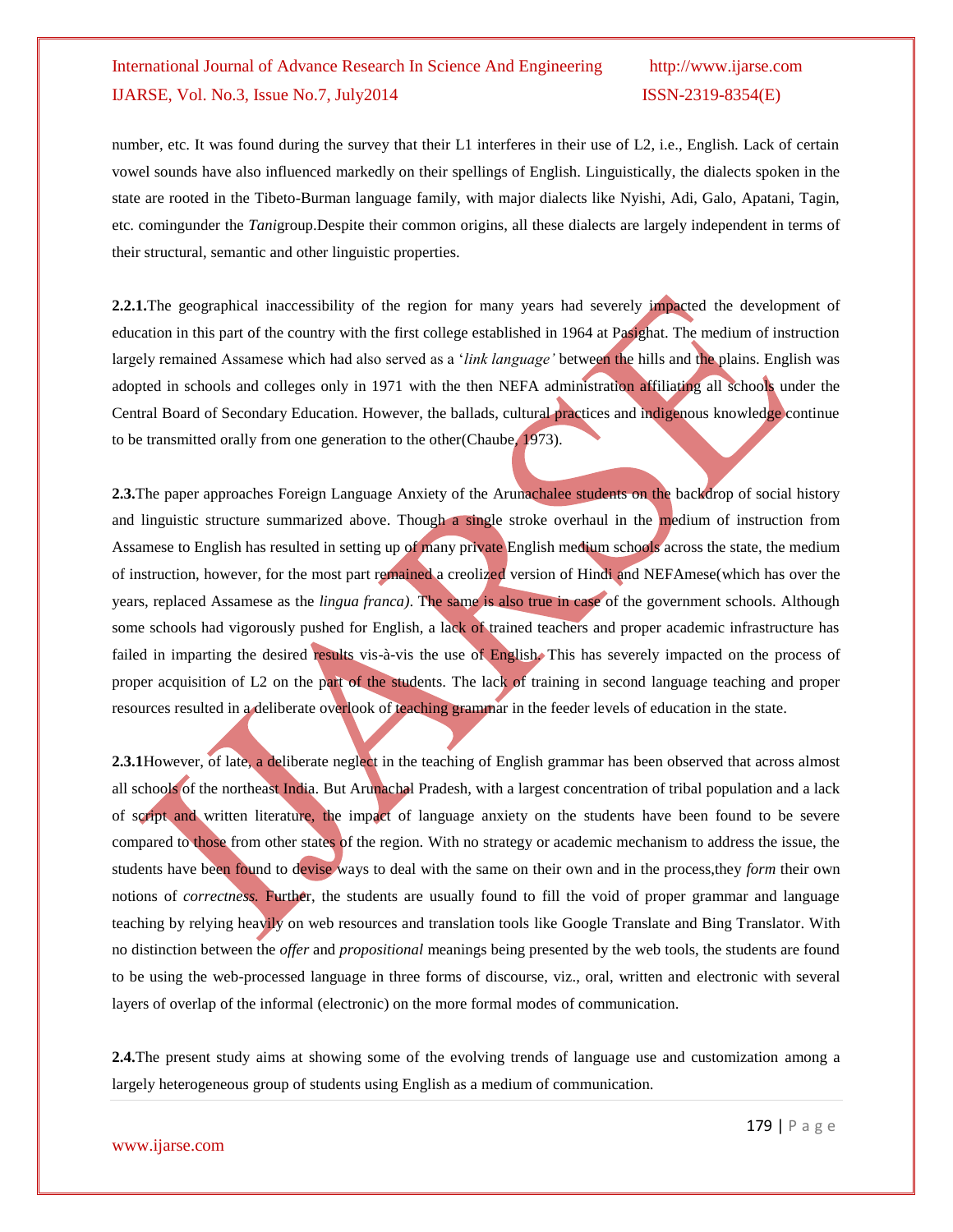number, etc. It was found during the survey that their L1 interferes in their use of L2, i.e., English. Lack of certain vowel sounds have also influenced markedly on their spellings of English. Linguistically, the dialects spoken in the state are rooted in the Tibeto-Burman language family, with major dialects like Nyishi, Adi, Galo, Apatani, Tagin, etc. comingunder the *Tani*group.Despite their common origins, all these dialects are largely independent in terms of their structural, semantic and other linguistic properties.

**2.2.1.**The geographical inaccessibility of the region for many years had severely impacted the development of education in this part of the country with the first college established in 1964 at Pasighat. The medium of instruction largely remained Assamese which had also served as a '*link language'* between the hills and the plains. English was adopted in schools and colleges only in 1971 with the then NEFA administration affiliating all schools under the Central Board of Secondary Education. However, the ballads, cultural practices and indigenous knowledge continue to be transmitted orally from one generation to the other(Chaube, 1973).

**2.3.**The paper approaches Foreign Language Anxiety of the Arunachalee students on the backdrop of social history and linguistic structure summarized above. Though a single stroke overhaul in the medium of instruction from Assamese to English has resulted in setting up of many private English medium schools across the state, the medium of instruction, however, for the most part remained a creolized version of Hindi and NEFAmese(which has over the years, replaced Assamese as the *lingua franca)*. The same is also true in case of the government schools. Although some schools had vigorously pushed for English, a lack of trained teachers and proper academic infrastructure has failed in imparting the desired results vis-à-vis the use of English. This has severely impacted on the process of proper acquisition of L2 on the part of the students. The lack of training in second language teaching and proper resources resulted in a deliberate overlook of teaching grammar in the feeder levels of education in the state.

**2.3.1**However, of late, a deliberate neglect in the teaching of English grammar has been observed that across almost all schools of the northeast India. But Arunachal Pradesh, with a largest concentration of tribal population and a lack of script and written literature, the impact of language anxiety on the students have been found to be severe compared to those from other states of the region. With no strategy or academic mechanism to address the issue, the students have been found to devise ways to deal with the same on their own and in the process,they *form* their own notions of *correctness.* Further, the students are usually found to fill the void of proper grammar and language teaching by relying heavily on web resources and translation tools like Google Translate and Bing Translator. With no distinction between the *offer* and *propositional* meanings being presented by the web tools, the students are found to be using the web-processed language in three forms of discourse, viz., oral, written and electronic with several layers of overlap of the informal (electronic) on the more formal modes of communication.

**2.4.**The present study aims at showing some of the evolving trends of language use and customization among a largely heterogeneous group of students using English as a medium of communication.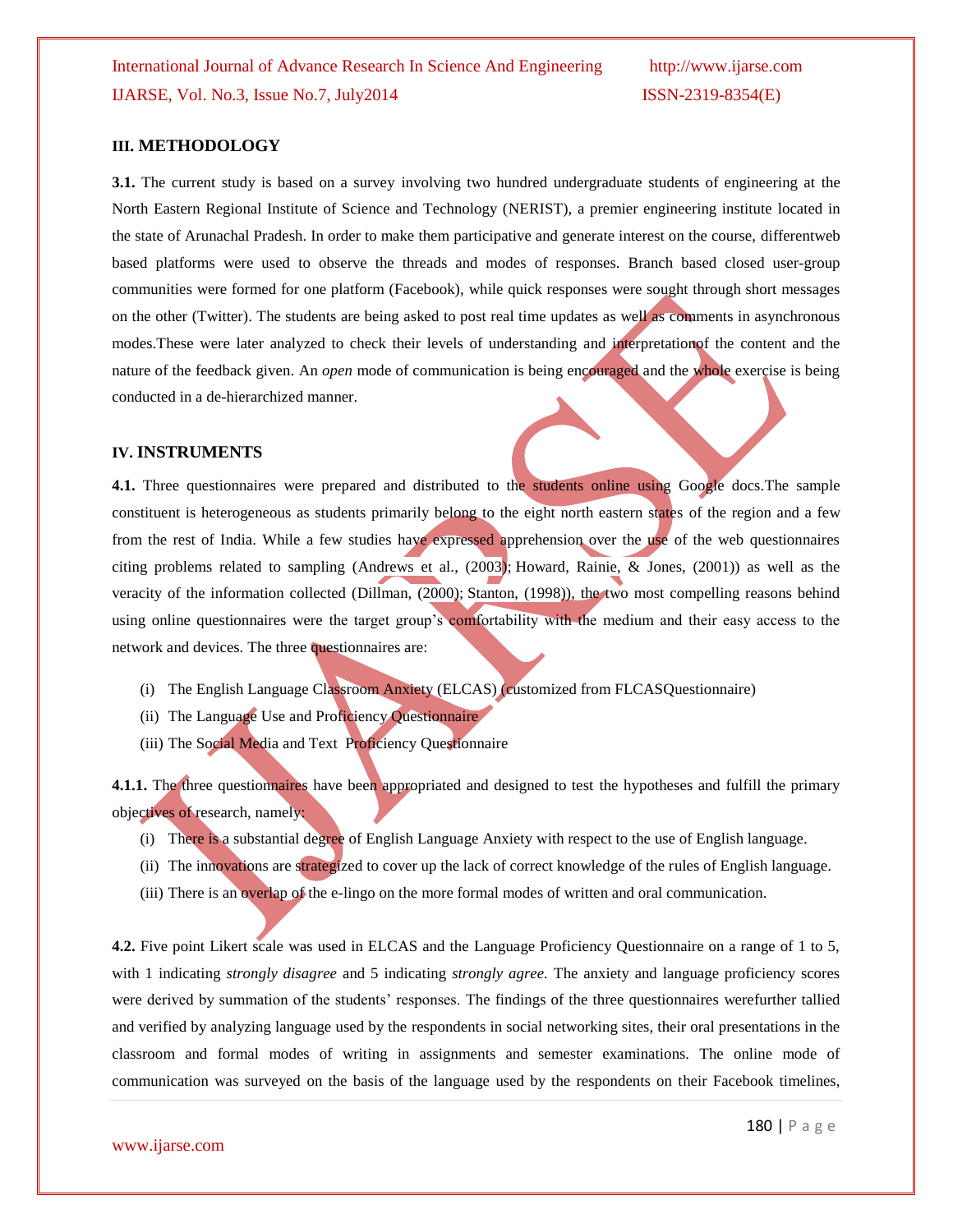## III. METHODOLOGY

**3.1.** The current study is based on a survey involving two hundred undergraduate students of engineering at the North Eastern Regional Institute of Science and Technology (NERIST), a premier engineering institute located in the state of Arunachal Pradesh. In order to make them participative and generate interest on the course, differentweb based platforms were used to observe the threads and modes of responses. Branch based closed user-group communities were formed for one platform (Facebook), while quick responses were sought through short messages on the other (Twitter). The students are being asked to post real time updates as well as comments in asynchronous modes.These were later analyzed to check their levels of understanding and interpretationof the content and the nature of the feedback given. An *open* mode of communication is being encouraged and the whole exercise is being conducted in a de-hierarchized manner.

## IV. INSTRUMENTS

**4.1.** Three questionnaires were prepared and distributed to the students online using Google docs.The sample constituent is heterogeneous as students primarily belong to the eight north eastern states of the region and a few from the rest of India. While a few studies have expressed apprehension over the use of the web questionnaires citing problems related to sampling (Andrews et al., (2003); Howard, Rainie, & Jones, (2001)) as well as the veracity of the information collected (Dillman, (2000); Stanton, (1998)), the two most compelling reasons behind using online questionnaires were the target group's comfortability with the medium and their easy access to the network and devices. The three questionnaires are:

(i) The English Language Classroom Anxiety (ELCAS) (customized from FLCASQuestionnaire)
(ii) The Language Use and Proficiency Questionnaire
(iii) The Social Media and Text Proficiency Questionnaire

**4.1.1.** The three questionnaires have been appropriated and designed to test the hypotheses and fulfill the primary objectives of research, namely:

(i) There is a substantial degree of English Language Anxiety with respect to the use of English language.
(ii) The innovations are strategized to cover up the lack of correct knowledge of the rules of English language.
(iii) There is an overlap of the e-lingo on the more formal modes of written and oral communication.

**4.2.** Five point Likert scale was used in ELCAS and the Language Proficiency Questionnaire on a range of 1 to 5, with 1 indicating *strongly disagree* and 5 indicating *strongly agree.* The anxiety and language proficiency scores were derived by summation of the students' responses. The findings of the three questionnaires werefurther tallied and verified by analyzing language used by the respondents in social networking sites, their oral presentations in the classroom and formal modes of writing in assignments and semester examinations. The online mode of communication was surveyed on the basis of the language used by the respondents on their Facebook timelines,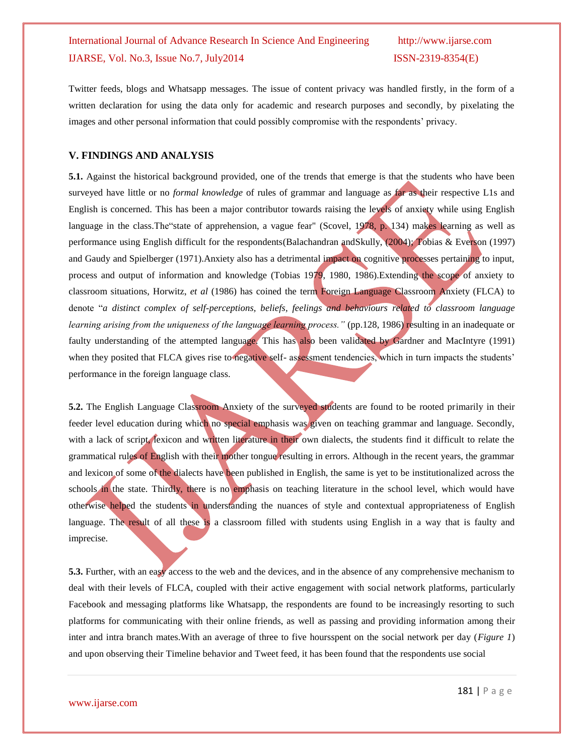Twitter feeds, blogs and Whatsapp messages. The issue of content privacy was handled firstly, in the form of a written declaration for using the data only for academic and research purposes and secondly, by pixelating the images and other personal information that could possibly compromise with the respondents' privacy.

## V. FINDINGS AND ANALYSIS

**5.1.** Against the historical background provided, one of the trends that emerge is that the students who have been surveyed have little or no *formal knowledge* of rules of grammar and language as far as their respective L1s and English is concerned. This has been a major contributor towards raising the levels of anxiety while using English language in the class.The"state of apprehension, a vague fear" (Scovel, 1978, p. 134) makes learning as well as performance using English difficult for the respondents(Balachandran andSkully, (2004); Tobias & Everson (1997) and Gaudy and Spielberger (1971).Anxiety also has a detrimental impact on cognitive processes pertaining to input, process and output of information and knowledge (Tobias 1979, 1980, 1986).Extending the scope of anxiety to classroom situations, Horwitz, *et al* (1986) has coined the term Foreign Language Classroom Anxiety (FLCA) to denote "*a distinct complex of self-perceptions, beliefs, feelings and behaviours related to classroom language learning arising from the uniqueness of the language learning process."* (pp.128, 1986) resulting in an inadequate or faulty understanding of the attempted language. This has also been validated by Gardner and MacIntyre (1991) when they posited that FLCA gives rise to negative self- assessment tendencies, which in turn impacts the students' performance in the foreign language class.

**5.2.** The English Language Classroom Anxiety of the surveyed students are found to be rooted primarily in their feeder level education during which no special emphasis was given on teaching grammar and language. Secondly, with a lack of script, lexicon and written literature in their own dialects, the students find it difficult to relate the grammatical rules of English with their mother tongue resulting in errors. Although in the recent years, the grammar and lexicon of some of the dialects have been published in English, the same is yet to be institutionalized across the schools in the state. Thirdly, there is no emphasis on teaching literature in the school level, which would have otherwise helped the students in understanding the nuances of style and contextual appropriateness of English language. The result of all these is a classroom filled with students using English in a way that is faulty and imprecise.

**5.3.** Further, with an easy access to the web and the devices, and in the absence of any comprehensive mechanism to deal with their levels of FLCA, coupled with their active engagement with social network platforms, particularly Facebook and messaging platforms like Whatsapp, the respondents are found to be increasingly resorting to such platforms for communicating with their online friends, as well as passing and providing information among their inter and intra branch mates.With an average of three to five hoursspent on the social network per day (*Figure 1*) and upon observing their Timeline behavior and Tweet feed, it has been found that the respondents use social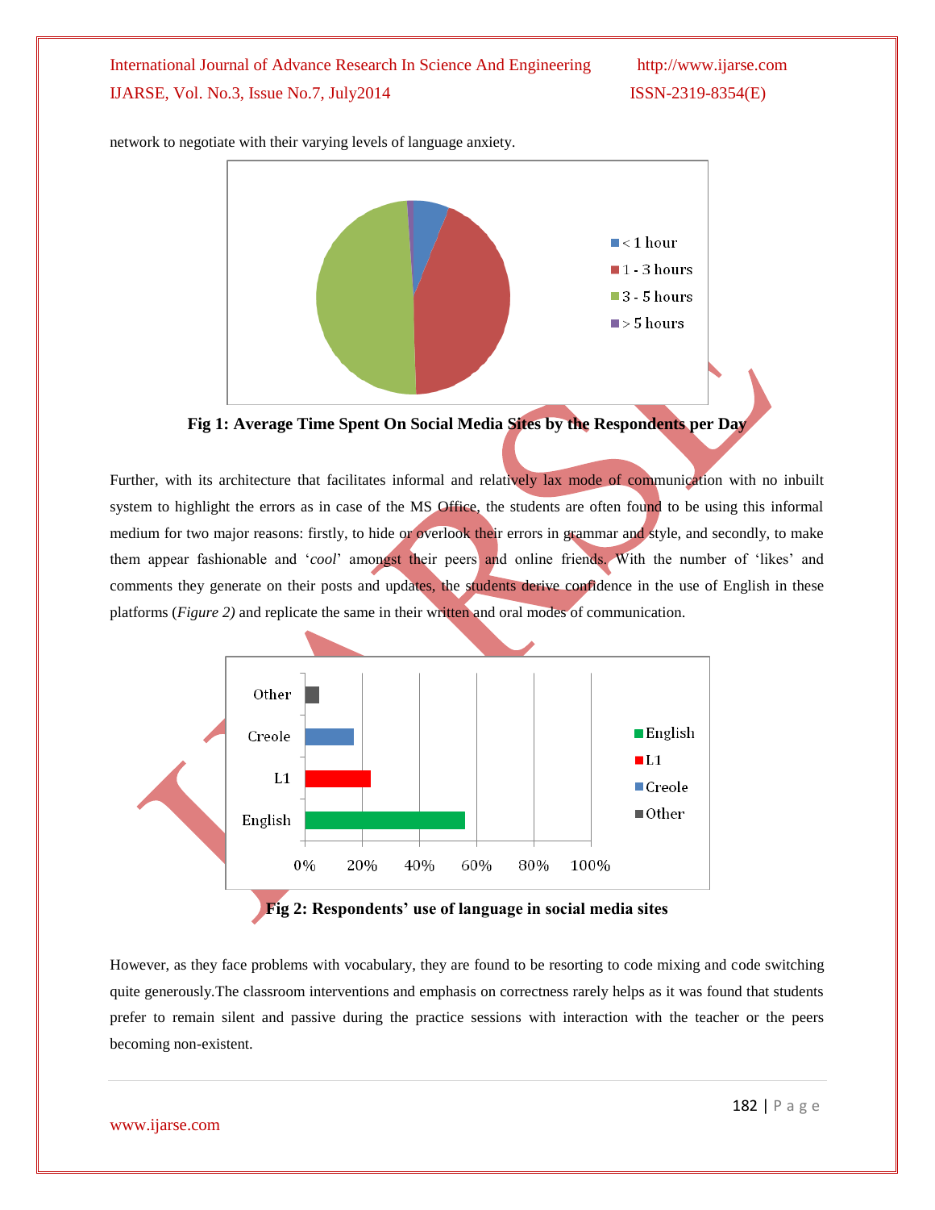network to negotiate with their varying levels of language anxiety.

**Fig 1: Average Time Spent On Social Media Sites by the Respondents per Day**

Further, with its architecture that facilitates informal and relatively lax mode of communication with no inbuilt system to highlight the errors as in case of the MS Office, the students are often found to be using this informal medium for two major reasons: firstly, to hide or overlook their errors in grammar and style, and secondly, to make them appear fashionable and '*cool*' amongst their peers and online friends. With the number of 'likes' and comments they generate on their posts and updates, the students derive confidence in the use of English in these platforms (*Figure 2)* and replicate the same in their written and oral modes of communication.

**Fig 2: Respondents' use of language in social media sites**

However, as they face problems with vocabulary, they are found to be resorting to code mixing and code switching quite generously.The classroom interventions and emphasis on correctness rarely helps as it was found that students prefer to remain silent and passive during the practice sessions with interaction with the teacher or the peers becoming non-existent.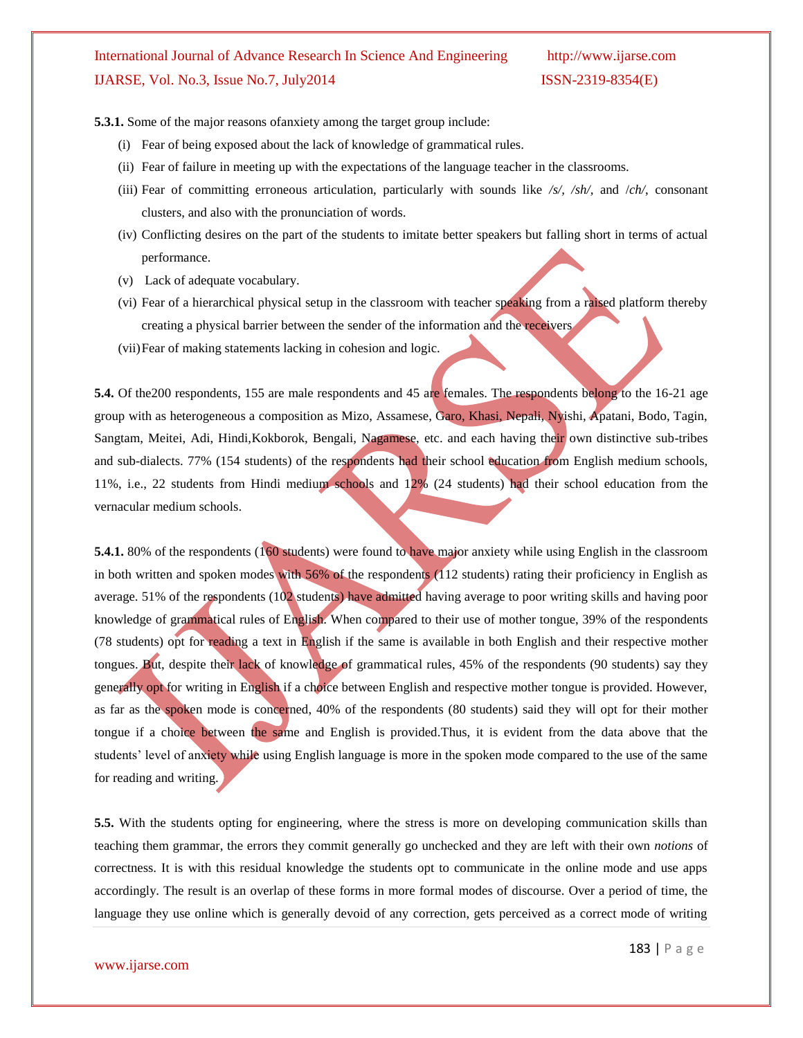**5.3.1.** Some of the major reasons ofanxiety among the target group include:

(i) Fear of being exposed about the lack of knowledge of grammatical rules.

(ii) Fear of failure in meeting up with the expectations of the language teacher in the classrooms.

(iii) Fear of committing erroneous articulation, particularly with sounds like */s/, /sh/,* and /*ch/*, consonant clusters, and also with the pronunciation of words.

(iv) Conflicting desires on the part of the students to imitate better speakers but falling short in terms of actual performance.

(v) Lack of adequate vocabulary.

(vi) Fear of a hierarchical physical setup in the classroom with teacher speaking from a raised platform thereby creating a physical barrier between the sender of the information and the receivers

(vii) Fear of making statements lacking in cohesion and logic.

**5.4.** Of the200 respondents, 155 are male respondents and 45 are females. The respondents belong to the 16-21 age group with as heterogeneous a composition as Mizo, Assamese, Garo, Khasi, Nepali, Nyishi, Apatani, Bodo, Tagin, Sangtam, Meitei, Adi, Hindi,Kokborok, Bengali, Nagamese, etc. and each having their own distinctive sub-tribes and sub-dialects. 77% (154 students) of the respondents had their school education from English medium schools, 11%, i.e., 22 students from Hindi medium schools and 12% (24 students) had their school education from the vernacular medium schools.

**5.4.1.** 80% of the respondents (160 students) were found to have major anxiety while using English in the classroom in both written and spoken modes with 56% of the respondents (112 students) rating their proficiency in English as average. 51% of the respondents (102 students) have admitted having average to poor writing skills and having poor knowledge of grammatical rules of English. When compared to their use of mother tongue, 39% of the respondents (78 students) opt for reading a text in English if the same is available in both English and their respective mother tongues. But, despite their lack of knowledge of grammatical rules, 45% of the respondents (90 students) say they generally opt for writing in English if a choice between English and respective mother tongue is provided. However, as far as the spoken mode is concerned, 40% of the respondents (80 students) said they will opt for their mother tongue if a choice between the same and English is provided.Thus, it is evident from the data above that the students' level of anxiety while using English language is more in the spoken mode compared to the use of the same for reading and writing.

**5.5.** With the students opting for engineering, where the stress is more on developing communication skills than teaching them grammar, the errors they commit generally go unchecked and they are left with their own *notions* of correctness. It is with this residual knowledge the students opt to communicate in the online mode and use apps accordingly. The result is an overlap of these forms in more formal modes of discourse. Over a period of time, the language they use online which is generally devoid of any correction, gets perceived as a correct mode of writing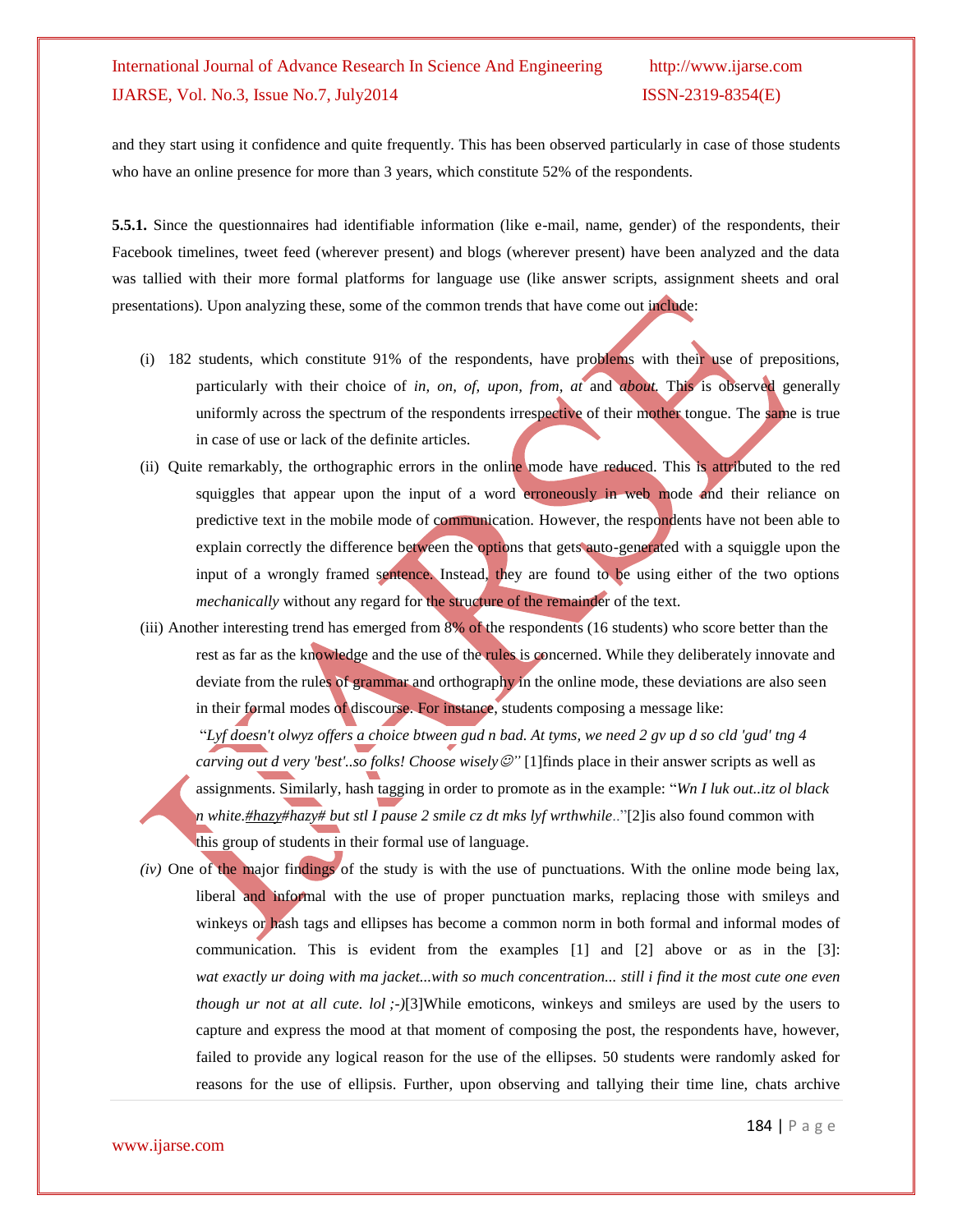and they start using it confidence and quite frequently. This has been observed particularly in case of those students who have an online presence for more than 3 years, which constitute 52% of the respondents.

**5.5.1.** Since the questionnaires had identifiable information (like e-mail, name, gender) of the respondents, their Facebook timelines, tweet feed (wherever present) and blogs (wherever present) have been analyzed and the data was tallied with their more formal platforms for language use (like answer scripts, assignment sheets and oral presentations). Upon analyzing these, some of the common trends that have come out include:

(i) 182 students, which constitute 91% of the respondents, have problems with their use of prepositions, particularly with their choice of *in, on, of, upon, from, at* and *about.* This is observed generally uniformly across the spectrum of the respondents irrespective of their mother tongue. The same is true in case of use or lack of the definite articles.

(ii) Quite remarkably, the orthographic errors in the online mode have reduced. This is attributed to the red squiggles that appear upon the input of a word erroneously in web mode and their reliance on predictive text in the mobile mode of communication. However, the respondents have not been able to explain correctly the difference between the options that gets auto-generated with a squiggle upon the input of a wrongly framed sentence. Instead, they are found to be using either of the two options *mechanically* without any regard for the structure of the remainder of the text.

(iii) Another interesting trend has emerged from 8% of the respondents (16 students) who score better than the rest as far as the knowledge and the use of the rules is concerned. While they deliberately innovate and deviate from the rules of grammar and orthography in the online mode, these deviations are also seen in their formal modes of discourse. For instance, students composing a message like: "*Lyf doesn't olwyz offers a choice btween gud n bad. At tyms, we need 2 gv up d so cld 'gud' tng 4 carving out d very 'best'..so folks! Choose wisely☺*" [1]finds place in their answer scripts as well as assignments. Similarly, hash tagging in order to promote as in the example: "*Wn I luk out..itz ol black n white.#hazy#hazy# but stl I pause 2 smile cz dt mks lyf wrthwhile..*"[2]is also found common with this group of students in their formal use of language.

*(iv)* One of the major findings of the study is with the use of punctuations. With the online mode being lax, liberal and informal with the use of proper punctuation marks, replacing those with smileys and winkeys or hash tags and ellipses has become a common norm in both formal and informal modes of communication. This is evident from the examples [1] and [2] above or as in the [3]: *wat exactly ur doing with ma jacket...with so much concentration... still i find it the most cute one even though ur not at all cute. lol ;-)*[3]While emoticons, winkeys and smileys are used by the users to capture and express the mood at that moment of composing the post, the respondents have, however, failed to provide any logical reason for the use of the ellipses. 50 students were randomly asked for reasons for the use of ellipsis. Further, upon observing and tallying their time line, chats archive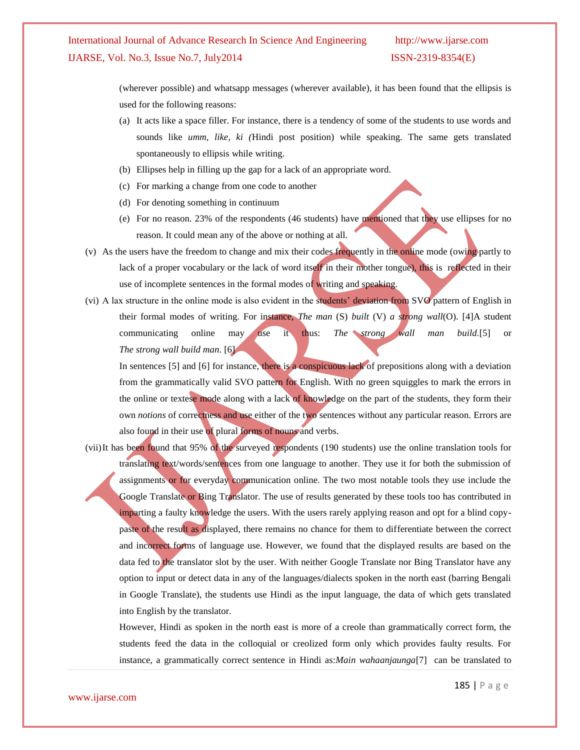(wherever possible) and whatsapp messages (wherever available), it has been found that the ellipsis is used for the following reasons:

(a) It acts like a space filler. For instance, there is a tendency of some of the students to use words and sounds like *umm, like, ki (*Hindi post position) while speaking. The same gets translated spontaneously to ellipsis while writing.

(b) Ellipses help in filling up the gap for a lack of an appropriate word.

(c) For marking a change from one code to another

(d) For denoting something in continuum

(e) For no reason. 23% of the respondents (46 students) have mentioned that they use ellipses for no reason. It could mean any of the above or nothing at all.

(v) As the users have the freedom to change and mix their codes frequently in the online mode (owing partly to lack of a proper vocabulary or the lack of word itself in their mother tongue), this is reflected in their use of incomplete sentences in the formal modes of writing and speaking.

(vi) A lax structure in the online mode is also evident in the students' deviation from SVO pattern of English in their formal modes of writing. For instance, *The man* (S) *built* (V) *a strong wall*(O). [4]A student communicating online may use it thus: *The strong wall man build.*[5] or *The strong wall build man.* [6]

In sentences [5] and [6] for instance, there is a conspicuous lack of prepositions along with a deviation from the grammatically valid SVO pattern for English. With no green squiggles to mark the errors in the online or textese mode along with a lack of knowledge on the part of the students, they form their own *notions* of correctness and use either of the two sentences without any particular reason. Errors are also found in their use of plural forms of nouns and verbs.

(vii) It has been found that 95% of the surveyed respondents (190 students) use the online translation tools for translating text/words/sentences from one language to another. They use it for both the submission of assignments or for everyday communication online. The two most notable tools they use include the Google Translate or Bing Translator. The use of results generated by these tools too has contributed in imparting a faulty knowledge the users. With the users rarely applying reason and opt for a blind copy-paste of the result as displayed, there remains no chance for them to differentiate between the correct and incorrect forms of language use. However, we found that the displayed results are based on the data fed to the translator slot by the user. With neither Google Translate nor Bing Translator have any option to input or detect data in any of the languages/dialects spoken in the north east (barring Bengali in Google Translate), the students use Hindi as the input language, the data of which gets translated into English by the translator.

However, Hindi as spoken in the north east is more of a creole than grammatically correct form, the students feed the data in the colloquial or creolized form only which provides faulty results. For instance, a grammatically correct sentence in Hindi as:*Main wahaanjaunga*[7] can be translated to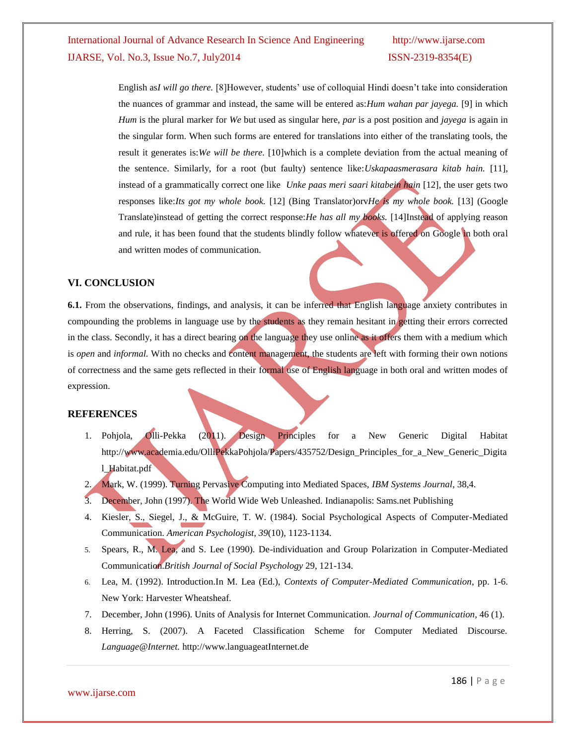English as*I will go there.* [8]However, students' use of colloquial Hindi doesn't take into consideration the nuances of grammar and instead, the same will be entered as:*Hum wahan par jayega.* [9] in which *Hum* is the plural marker for *We* but used as singular here, *par* is a post position and *jayega* is again in the singular form. When such forms are entered for translations into either of the translating tools, the result it generates is:*We will be there.* [10]which is a complete deviation from the actual meaning of the sentence. Similarly, for a root (but faulty) sentence like:*Uskapaasmerasara kitab hain.* [11], instead of a grammatically correct one like *Unke paas meri saari kitabein hain* [12], the user gets two responses like:*Its got my whole book.* [12] (Bing Translator)orv*He is my whole book.* [13] (Google Translate)instead of getting the correct response:*He has all my books.* [14]Instead of applying reason and rule, it has been found that the students blindly follow whatever is offered on Google in both oral and written modes of communication.

## VI. CONCLUSION

**6.1.** From the observations, findings, and analysis, it can be inferred that English language anxiety contributes in compounding the problems in language use by the students as they remain hesitant in getting their errors corrected in the class. Secondly, it has a direct bearing on the language they use online as it offers them with a medium which is *open* and *informal.* With no checks and content management, the students are left with forming their own notions of correctness and the same gets reflected in their formal use of English language in both oral and written modes of expression.

## REFERENCES

1. Pohjola, Olli-Pekka (2011). Design Principles for a New Generic Digital Habitat http://www.academia.edu/OlliPekkaPohjola/Papers/435752/Design_Principles_for_a_New_Generic_Digital_Habitat.pdf
2. Mark, W. (1999). Turning Pervasive Computing into Mediated Spaces, *IBM Systems Journal*, 38,4.
3. December, John (1997). The World Wide Web Unleashed. Indianapolis: Sams.net Publishing
4. Kiesler, S., Siegel, J., & McGuire, T. W. (1984). Social Psychological Aspects of Computer-Mediated Communication. *American Psychologist, 39*(10), 1123-1134.
5. Spears, R., M. Lea, and S. Lee (1990). De-individuation and Group Polarization in Computer-Mediated Communication.*British Journal of Social Psychology* 29, 121-134.
6. Lea, M. (1992). Introduction.In M. Lea (Ed.), *Contexts of Computer-Mediated Communication*, pp. 1-6. New York: Harvester Wheatsheaf.
7. December, John (1996). Units of Analysis for Internet Communication. *Journal of Communication,* 46 (1).
8. Herring, S. (2007). A Faceted Classification Scheme for Computer Mediated Discourse. *Language@Internet.* http://www.languageatInternet.de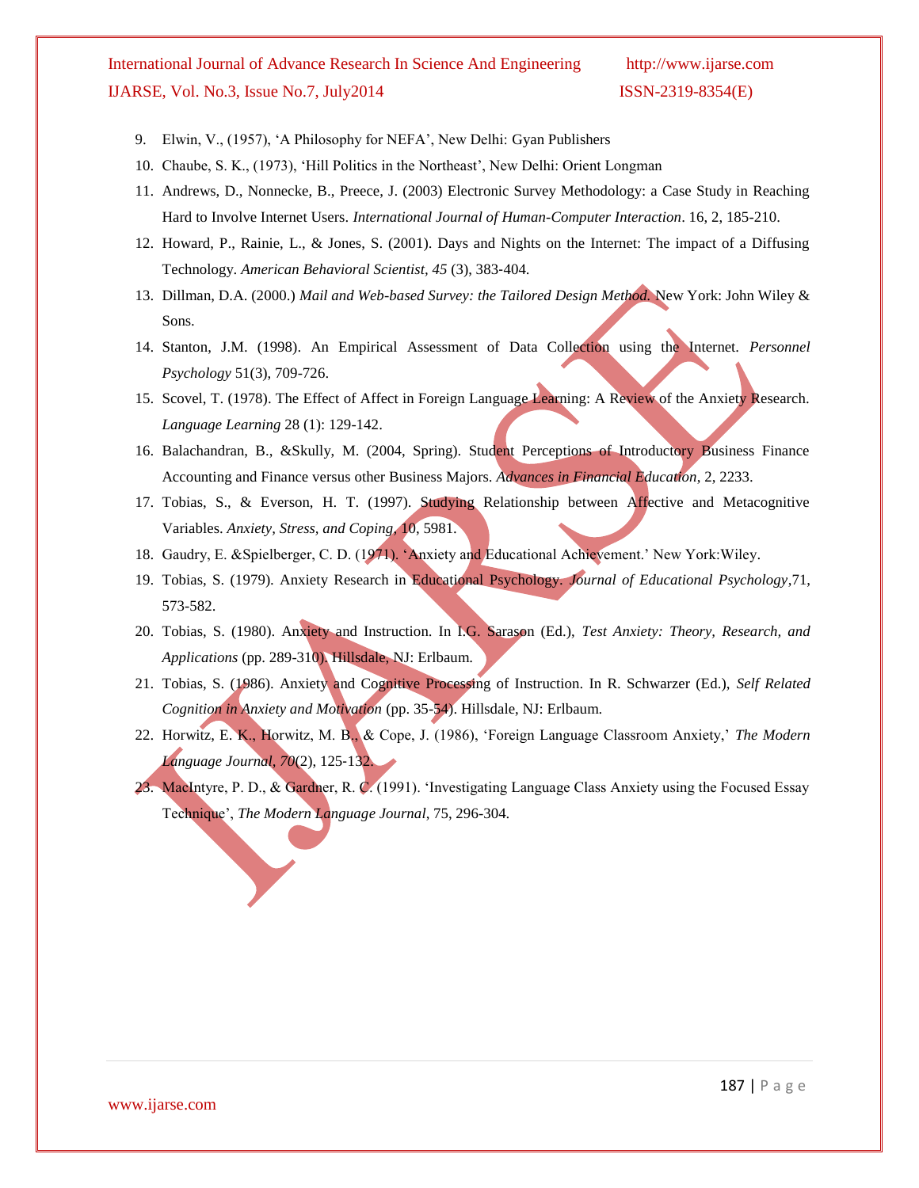9. Elwin, V., (1957), 'A Philosophy for NEFA', New Delhi: Gyan Publishers
10. Chaube, S. K., (1973), 'Hill Politics in the Northeast', New Delhi: Orient Longman
11. Andrews, D., Nonnecke, B., Preece, J. (2003) Electronic Survey Methodology: a Case Study in Reaching Hard to Involve Internet Users. *International Journal of Human-Computer Interaction*. 16, 2, 185-210.
12. Howard, P., Rainie, L., & Jones, S. (2001). Days and Nights on the Internet: The impact of a Diffusing Technology. *American Behavioral Scientist, 45* (3), 383-404.
13. Dillman, D.A. (2000.) *Mail and Web-based Survey: the Tailored Design Method.* New York: John Wiley & Sons.
14. Stanton, J.M. (1998). An Empirical Assessment of Data Collection using the Internet. *Personnel Psychology* 51(3), 709-726.
15. Scovel, T. (1978). The Effect of Affect in Foreign Language Learning: A Review of the Anxiety Research. *Language Learning* 28 (1): 129-142.
16. Balachandran, B., &Skully, M. (2004, Spring). Student Perceptions of Introductory Business Finance Accounting and Finance versus other Business Majors. *Advances in Financial Education*, 2, 2233.
17. Tobias, S., & Everson, H. T. (1997). Studying Relationship between Affective and Metacognitive Variables. *Anxiety, Stress, and Coping*, 10, 5981.
18. Gaudry, E. &Spielberger, C. D. (1971). 'Anxiety and Educational Achievement.' New York:Wiley.
19. Tobias, S. (1979). Anxiety Research in Educational Psychology. *Journal of Educational Psychology*,71, 573-582.
20. Tobias, S. (1980). Anxiety and Instruction. In I.G. Sarason (Ed.), *Test Anxiety: Theory, Research, and Applications* (pp. 289-310). Hillsdale, NJ: Erlbaum.
21. Tobias, S. (1986). Anxiety and Cognitive Processing of Instruction. In R. Schwarzer (Ed.), *Self Related Cognition in Anxiety and Motivation* (pp. 35-54). Hillsdale, NJ: Erlbaum.
22. Horwitz, E. K., Horwitz, M. B., & Cope, J. (1986), 'Foreign Language Classroom Anxiety,' *The Modern Language Journal, 70*(2), 125-132.
23. MacIntyre, P. D., & Gardner, R. C. (1991). 'Investigating Language Class Anxiety using the Focused Essay Technique', *The Modern Language Journal*, 75, 296-304.